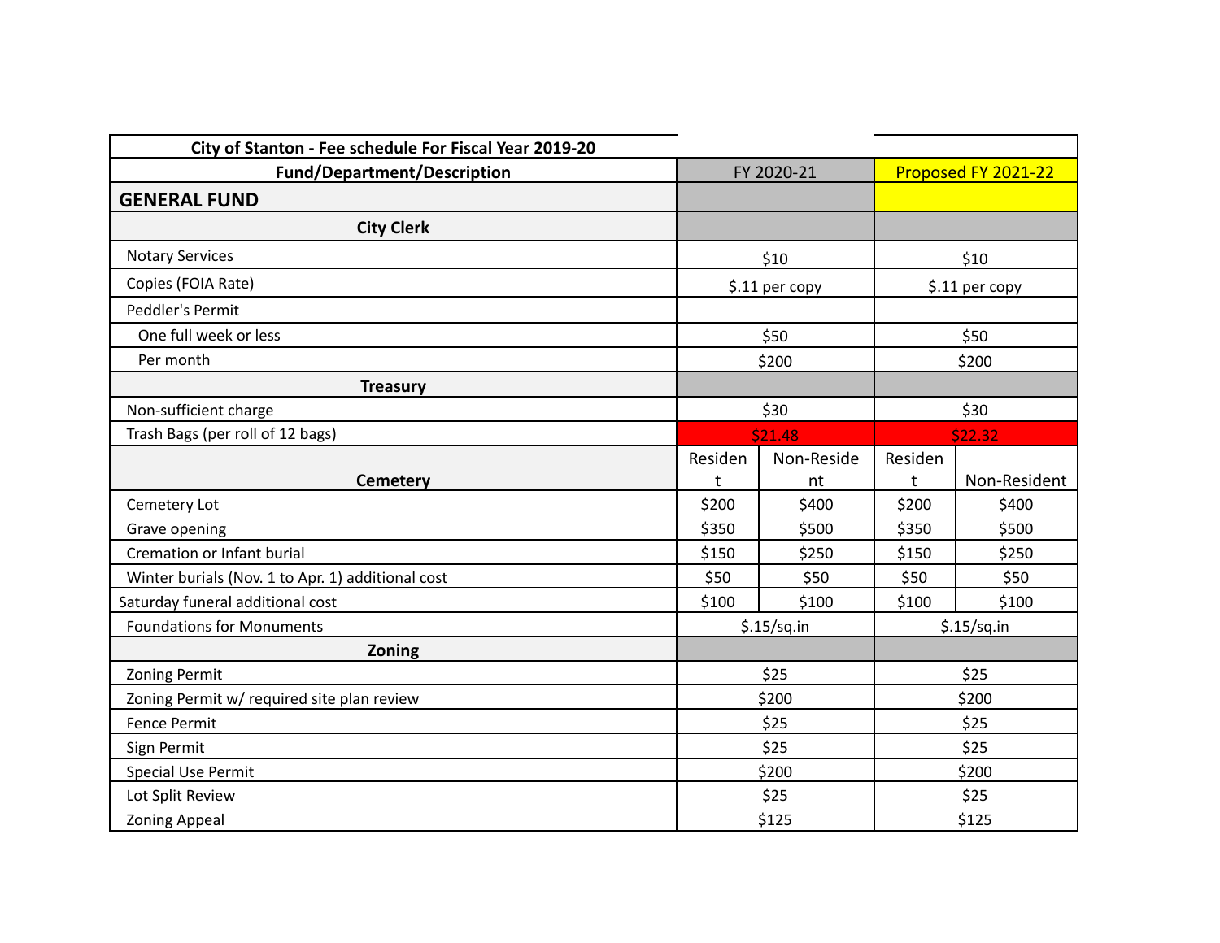| City of Stanton - Fee schedule For Fiscal Year 2019-20 | | | | |
|---|---|---|---|---|
| **Fund/Department/Description** | FY 2020-21 | | Proposed FY 2021-22 | |
| **GENERAL FUND** | | | | |
| **City Clerk** | | | | |
| Notary Services | $10 | | $10 | |
| Copies (FOIA Rate) | $.11 per copy | | $.11 per copy | |
| Peddler's Permit | | | | |
| One full week or less | $50 | | $50 | |
| Per month | $200 | | $200 | |
| **Treasury** | | | | |
| Non-sufficient charge | $30 | | $30 | |
| Trash Bags (per roll of 12 bags) | $21.48 | | $22.32 | |
| **Cemetery** | Resident | Non-Resident | Resident | Non-Resident |
| Cemetery Lot | $200 | $400 | $200 | $400 |
| Grave opening | $350 | $500 | $350 | $500 |
| Cremation or Infant burial | $150 | $250 | $150 | $250 |
| Winter burials (Nov. 1 to Apr. 1) additional cost | $50 | $50 | $50 | $50 |
| Saturday funeral additional cost | $100 | $100 | $100 | $100 |
| Foundations for Monuments | $.15/sq.in | | $.15/sq.in | |
| **Zoning** | | | | |
| Zoning Permit | $25 | | $25 | |
| Zoning Permit w/ required site plan review | $200 | | $200 | |
| Fence Permit | $25 | | $25 | |
| Sign Permit | $25 | | $25 | |
| Special Use Permit | $200 | | $200 | |
| Lot Split Review | $25 | | $25 | |
| Zoning Appeal | $125 | | $125 | |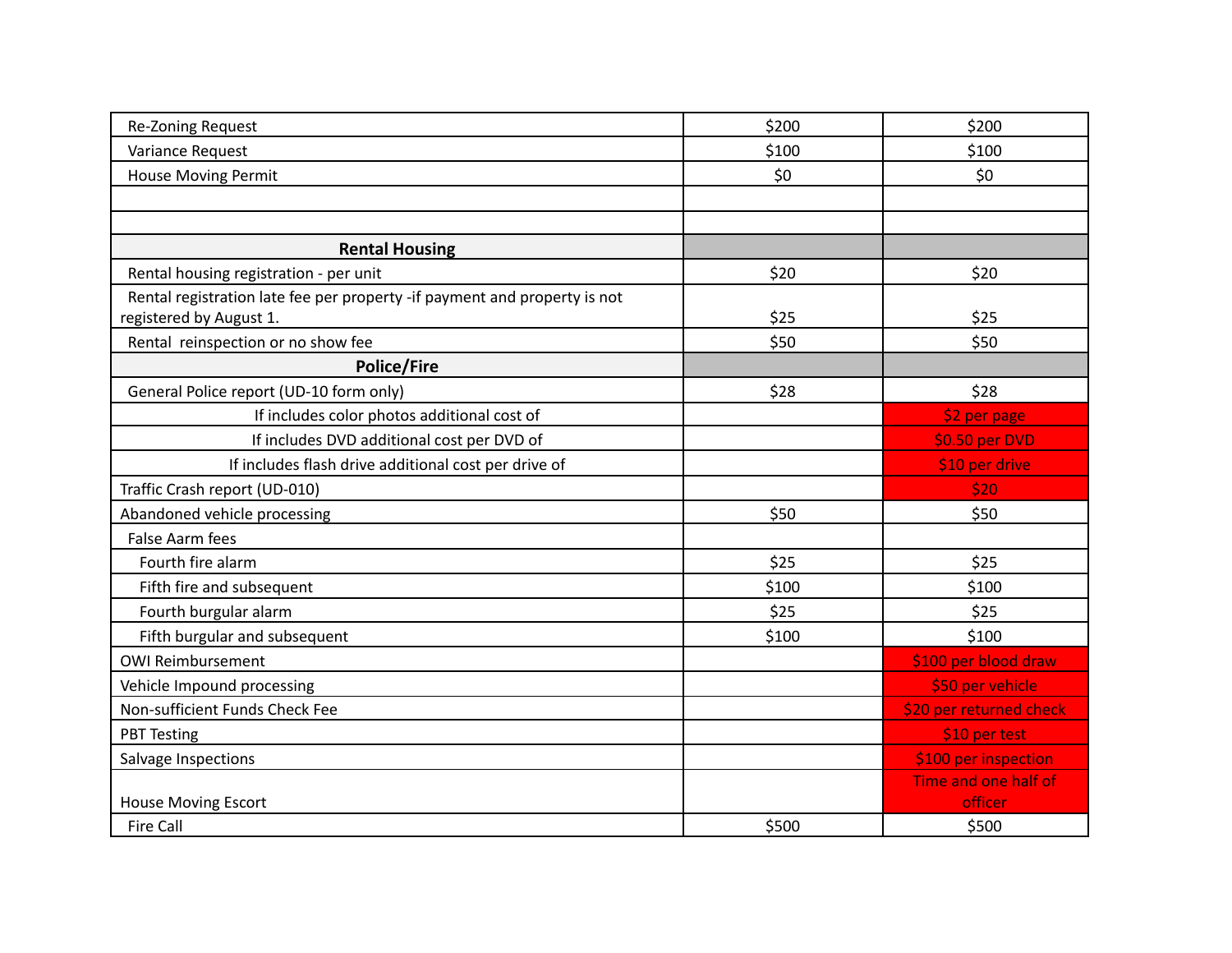| Re-Zoning Request | $200 | $200 |
| --- | --- | --- |
| Variance Request | $100 | $100 |
| House Moving Permit | $0 | $0 |
| | | |
| | | |
| **Rental Housing** | | |
| Rental housing registration - per unit | $20 | $20 |
| Rental registration late fee per property -if payment and property is not registered by August 1. | $25 | $25 |
| Rental reinspection or no show fee | $50 | $50 |
| **Police/Fire** | | |
| General Police report (UD-10 form only) | $28 | $28 |
| If includes color photos additional cost of | | $2 per page |
| If includes DVD additional cost per DVD of | | $0.50 per DVD |
| If includes flash drive additional cost per drive of | | $10 per drive |
| Traffic Crash report (UD-010) | | $20 |
| Abandoned vehicle processing | $50 | $50 |
| False Aarm fees | | |
| Fourth fire alarm | $25 | $25 |
| Fifth fire and subsequent | $100 | $100 |
| Fourth burgular alarm | $25 | $25 |
| Fifth burgular and subsequent | $100 | $100 |
| OWI Reimbursement | | $100 per blood draw |
| Vehicle Impound processing | | $50 per vehicle |
| Non-sufficient Funds Check Fee | | $20 per returned check |
| PBT Testing | | $10 per test |
| Salvage Inspections | | $100 per inspection |
| House Moving Escort | | Time and one half of officer |
| Fire Call | $500 | $500 |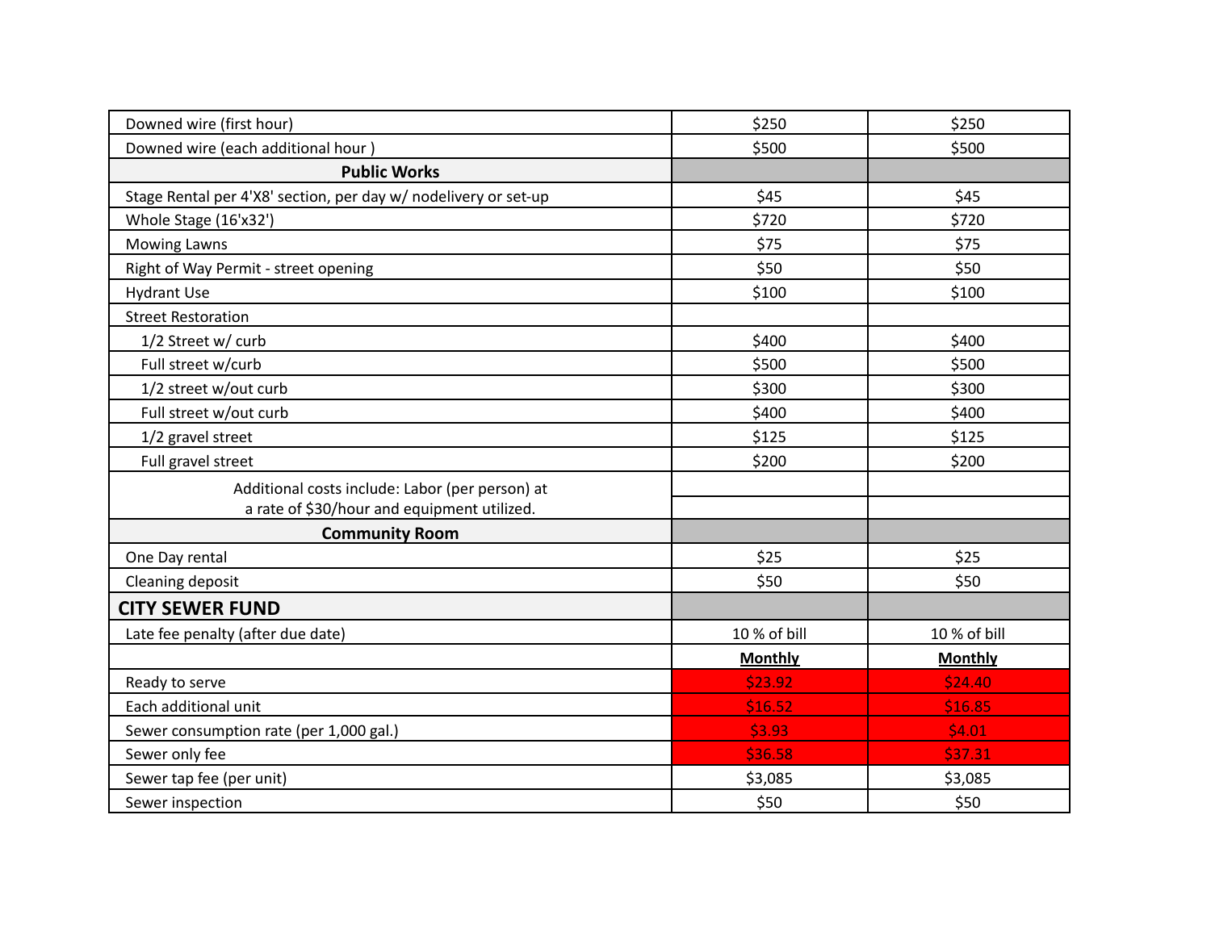| | | |
|---|---|---|
| Downed wire (first hour) | $250 | $250 |
| Downed wire (each additional hour ) | $500 | $500 |
| **Public Works** | | |
| Stage Rental per 4'X8' section, per day w/ nodelivery or set-up | $45 | $45 |
| Whole Stage (16'x32') | $720 | $720 |
| Mowing Lawns | $75 | $75 |
| Right of Way Permit - street opening | $50 | $50 |
| Hydrant Use | $100 | $100 |
| Street Restoration | | |
| 1/2 Street w/ curb | $400 | $400 |
| Full street w/curb | $500 | $500 |
| 1/2 street w/out curb | $300 | $300 |
| Full street w/out curb | $400 | $400 |
| 1/2 gravel street | $125 | $125 |
| Full gravel street | $200 | $200 |
| Additional costs include: Labor (per person) at a rate of $30/hour and equipment utilized. | | |
| **Community Room** | | |
| One Day rental | $25 | $25 |
| Cleaning deposit | $50 | $50 |
| **CITY SEWER FUND** | | |
| Late fee penalty (after due date) | 10 % of bill | 10 % of bill |
| | **Monthly** | **Monthly** |
| Ready to serve | $23.92 | $24.40 |
| Each additional unit | $16.52 | $16.85 |
| Sewer consumption rate (per 1,000 gal.) | $3.93 | $4.01 |
| Sewer only fee | $36.58 | $37.31 |
| Sewer tap fee (per unit) | $3,085 | $3,085 |
| Sewer inspection | $50 | $50 |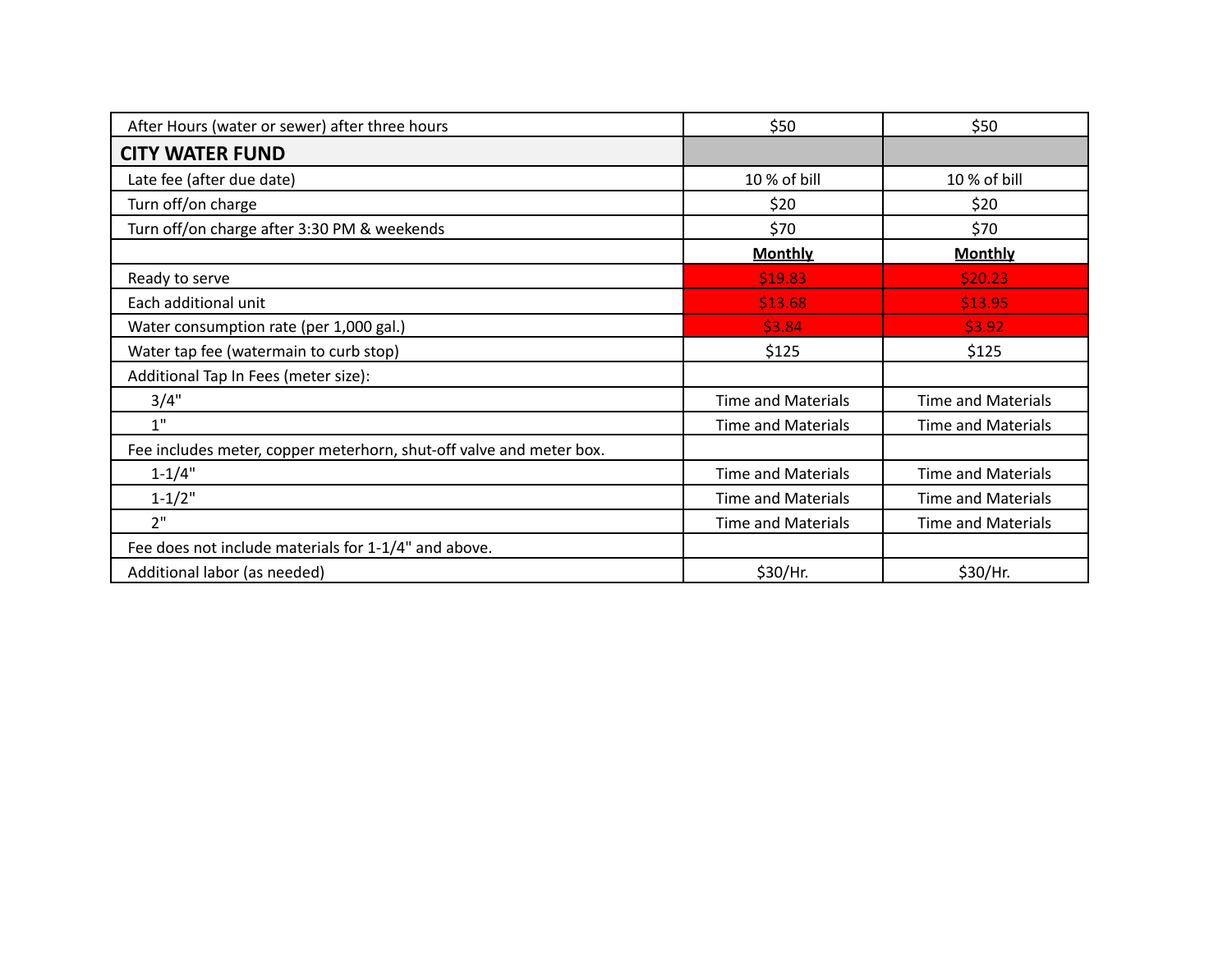| | | |
|---|---|---|
| After Hours (water or sewer) after three hours | $50 | $50 |
| **CITY WATER FUND** | | |
| Late fee (after due date) | 10 % of bill | 10 % of bill |
| Turn off/on charge | $20 | $20 |
| Turn off/on charge after 3:30 PM & weekends | $70 | $70 |
| | **Monthly** | **Monthly** |
| Ready to serve | $19.83 | $20.23 |
| Each additional unit | $13.68 | $13.95 |
| Water consumption rate (per 1,000 gal.) | $3.84 | $3.92 |
| Water tap fee (watermain to curb stop) | $125 | $125 |
| Additional Tap In Fees (meter size): | | |
| 3/4" | Time and Materials | Time and Materials |
| 1" | Time and Materials | Time and Materials |
| Fee includes meter, copper meterhorn, shut-off valve and meter box. | | |
| 1-1/4" | Time and Materials | Time and Materials |
| 1-1/2" | Time and Materials | Time and Materials |
| 2" | Time and Materials | Time and Materials |
| Fee does not include materials for 1-1/4" and above. | | |
| Additional labor (as needed) | $30/Hr. | $30/Hr. |